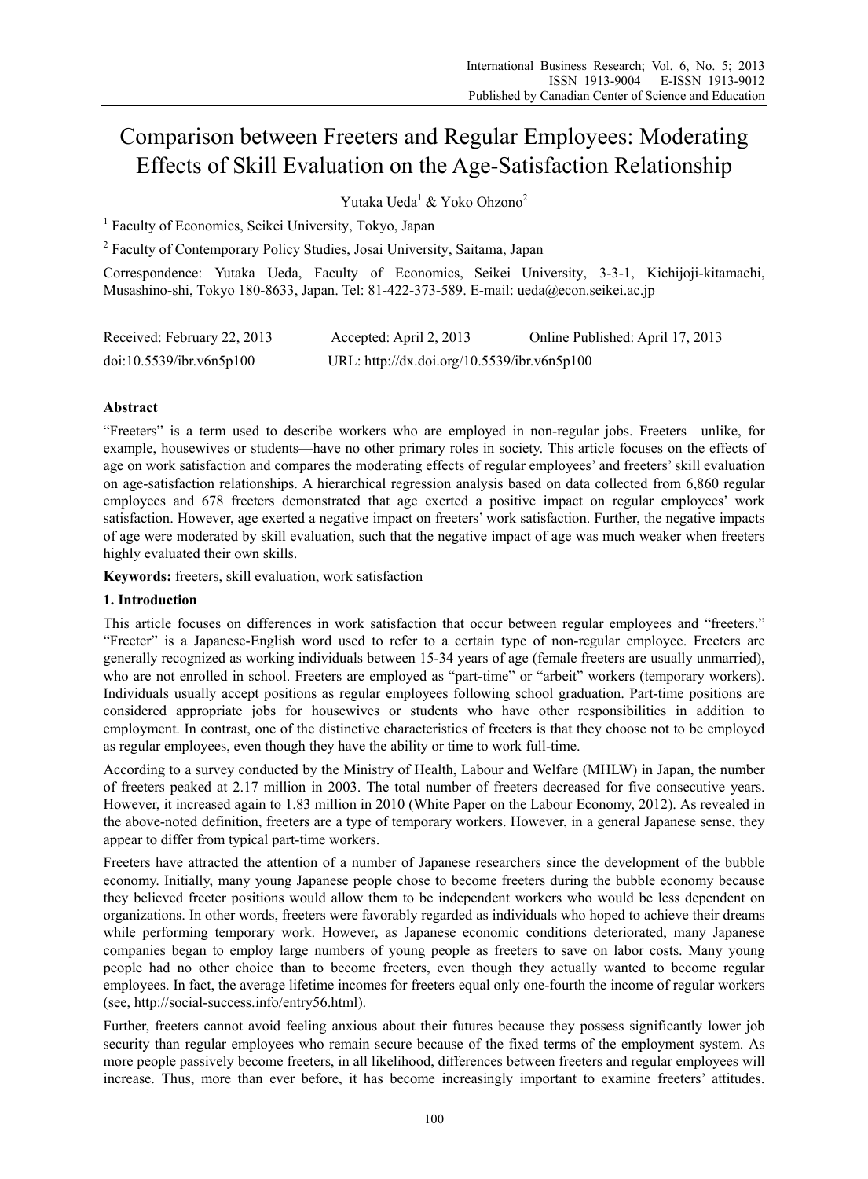# Comparison between Freeters and Regular Employees: Moderating Effects of Skill Evaluation on the Age-Satisfaction Relationship

Yutaka Ueda[1] & Yoko Ohzono[2]

[1] Faculty of Economics, Seikei University, Tokyo, Japan

[2] Faculty of Contemporary Policy Studies, Josai University, Saitama, Japan

Correspondence: Yutaka Ueda, Faculty of Economics, Seikei University, 3-3-1, Kichijoji-kitamachi, Musashino-shi, Tokyo 180-8633, Japan. Tel: 81-422-373-589. E-mail: ueda@econ.seikei.ac.jp

Received: February 22, 2013 Accepted: April 2, 2013 Online Published: April 17, 2013

doi:10.5539/ibr.v6n5p100 URL: http://dx.doi.org/10.5539/ibr.v6n5p100

## Abstract

"Freeters" is a term used to describe workers who are employed in non-regular jobs. Freeters—unlike, for example, housewives or students—have no other primary roles in society. This article focuses on the effects of age on work satisfaction and compares the moderating effects of regular employees' and freeters' skill evaluation on age-satisfaction relationships. A hierarchical regression analysis based on data collected from 6,860 regular employees and 678 freeters demonstrated that age exerted a positive impact on regular employees' work satisfaction. However, age exerted a negative impact on freeters' work satisfaction. Further, the negative impacts of age were moderated by skill evaluation, such that the negative impact of age was much weaker when freeters highly evaluated their own skills.

**Keywords:** freeters, skill evaluation, work satisfaction

## 1. Introduction

This article focuses on differences in work satisfaction that occur between regular employees and "freeters." "Freeter" is a Japanese-English word used to refer to a certain type of non-regular employee. Freeters are generally recognized as working individuals between 15-34 years of age (female freeters are usually unmarried), who are not enrolled in school. Freeters are employed as "part-time" or "arbeit" workers (temporary workers). Individuals usually accept positions as regular employees following school graduation. Part-time positions are considered appropriate jobs for housewives or students who have other responsibilities in addition to employment. In contrast, one of the distinctive characteristics of freeters is that they choose not to be employed as regular employees, even though they have the ability or time to work full-time.

According to a survey conducted by the Ministry of Health, Labour and Welfare (MHLW) in Japan, the number of freeters peaked at 2.17 million in 2003. The total number of freeters decreased for five consecutive years. However, it increased again to 1.83 million in 2010 (White Paper on the Labour Economy, 2012). As revealed in the above-noted definition, freeters are a type of temporary workers. However, in a general Japanese sense, they appear to differ from typical part-time workers.

Freeters have attracted the attention of a number of Japanese researchers since the development of the bubble economy. Initially, many young Japanese people chose to become freeters during the bubble economy because they believed freeter positions would allow them to be independent workers who would be less dependent on organizations. In other words, freeters were favorably regarded as individuals who hoped to achieve their dreams while performing temporary work. However, as Japanese economic conditions deteriorated, many Japanese companies began to employ large numbers of young people as freeters to save on labor costs. Many young people had no other choice than to become freeters, even though they actually wanted to become regular employees. In fact, the average lifetime incomes for freeters equal only one-fourth the income of regular workers (see, http://social-success.info/entry56.html).

Further, freeters cannot avoid feeling anxious about their futures because they possess significantly lower job security than regular employees who remain secure because of the fixed terms of the employment system. As more people passively become freeters, in all likelihood, differences between freeters and regular employees will increase. Thus, more than ever before, it has become increasingly important to examine freeters' attitudes.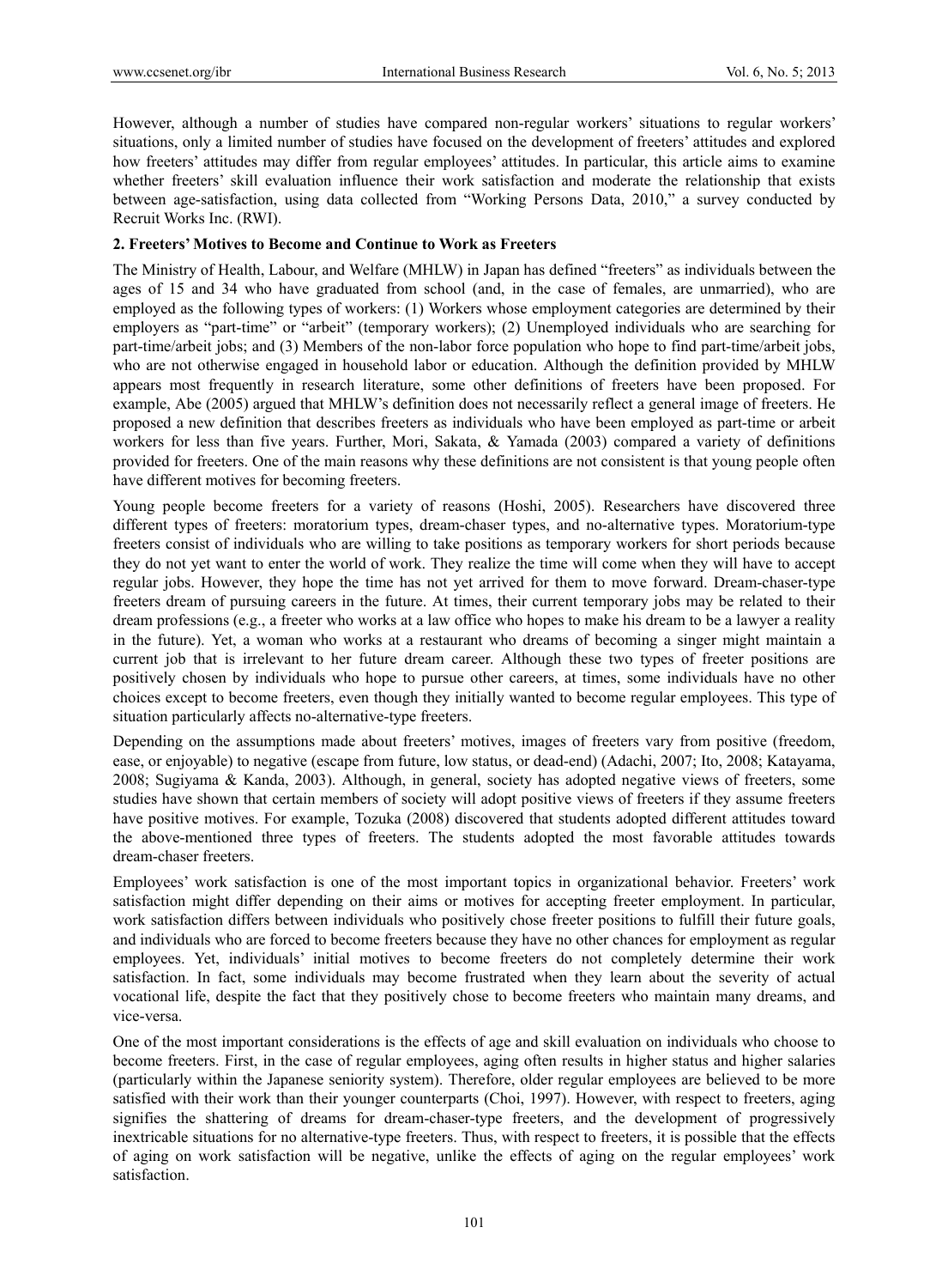However, although a number of studies have compared non-regular workers' situations to regular workers' situations, only a limited number of studies have focused on the development of freeters' attitudes and explored how freeters' attitudes may differ from regular employees' attitudes. In particular, this article aims to examine whether freeters' skill evaluation influence their work satisfaction and moderate the relationship that exists between age-satisfaction, using data collected from "Working Persons Data, 2010," a survey conducted by Recruit Works Inc. (RWI).

## 2. Freeters' Motives to Become and Continue to Work as Freeters

The Ministry of Health, Labour, and Welfare (MHLW) in Japan has defined "freeters" as individuals between the ages of 15 and 34 who have graduated from school (and, in the case of females, are unmarried), who are employed as the following types of workers: (1) Workers whose employment categories are determined by their employers as "part-time" or "arbeit" (temporary workers); (2) Unemployed individuals who are searching for part-time/arbeit jobs; and (3) Members of the non-labor force population who hope to find part-time/arbeit jobs, who are not otherwise engaged in household labor or education. Although the definition provided by MHLW appears most frequently in research literature, some other definitions of freeters have been proposed. For example, Abe (2005) argued that MHLW's definition does not necessarily reflect a general image of freeters. He proposed a new definition that describes freeters as individuals who have been employed as part-time or arbeit workers for less than five years. Further, Mori, Sakata, & Yamada (2003) compared a variety of definitions provided for freeters. One of the main reasons why these definitions are not consistent is that young people often have different motives for becoming freeters.

Young people become freeters for a variety of reasons (Hoshi, 2005). Researchers have discovered three different types of freeters: moratorium types, dream-chaser types, and no-alternative types. Moratorium-type freeters consist of individuals who are willing to take positions as temporary workers for short periods because they do not yet want to enter the world of work. They realize the time will come when they will have to accept regular jobs. However, they hope the time has not yet arrived for them to move forward. Dream-chaser-type freeters dream of pursuing careers in the future. At times, their current temporary jobs may be related to their dream professions (e.g., a freeter who works at a law office who hopes to make his dream to be a lawyer a reality in the future). Yet, a woman who works at a restaurant who dreams of becoming a singer might maintain a current job that is irrelevant to her future dream career. Although these two types of freeter positions are positively chosen by individuals who hope to pursue other careers, at times, some individuals have no other choices except to become freeters, even though they initially wanted to become regular employees. This type of situation particularly affects no-alternative-type freeters.

Depending on the assumptions made about freeters' motives, images of freeters vary from positive (freedom, ease, or enjoyable) to negative (escape from future, low status, or dead-end) (Adachi, 2007; Ito, 2008; Katayama, 2008; Sugiyama & Kanda, 2003). Although, in general, society has adopted negative views of freeters, some studies have shown that certain members of society will adopt positive views of freeters if they assume freeters have positive motives. For example, Tozuka (2008) discovered that students adopted different attitudes toward the above-mentioned three types of freeters. The students adopted the most favorable attitudes towards dream-chaser freeters.

Employees' work satisfaction is one of the most important topics in organizational behavior. Freeters' work satisfaction might differ depending on their aims or motives for accepting freeter employment. In particular, work satisfaction differs between individuals who positively chose freeter positions to fulfill their future goals, and individuals who are forced to become freeters because they have no other chances for employment as regular employees. Yet, individuals' initial motives to become freeters do not completely determine their work satisfaction. In fact, some individuals may become frustrated when they learn about the severity of actual vocational life, despite the fact that they positively chose to become freeters who maintain many dreams, and vice-versa.

One of the most important considerations is the effects of age and skill evaluation on individuals who choose to become freeters. First, in the case of regular employees, aging often results in higher status and higher salaries (particularly within the Japanese seniority system). Therefore, older regular employees are believed to be more satisfied with their work than their younger counterparts (Choi, 1997). However, with respect to freeters, aging signifies the shattering of dreams for dream-chaser-type freeters, and the development of progressively inextricable situations for no alternative-type freeters. Thus, with respect to freeters, it is possible that the effects of aging on work satisfaction will be negative, unlike the effects of aging on the regular employees' work satisfaction.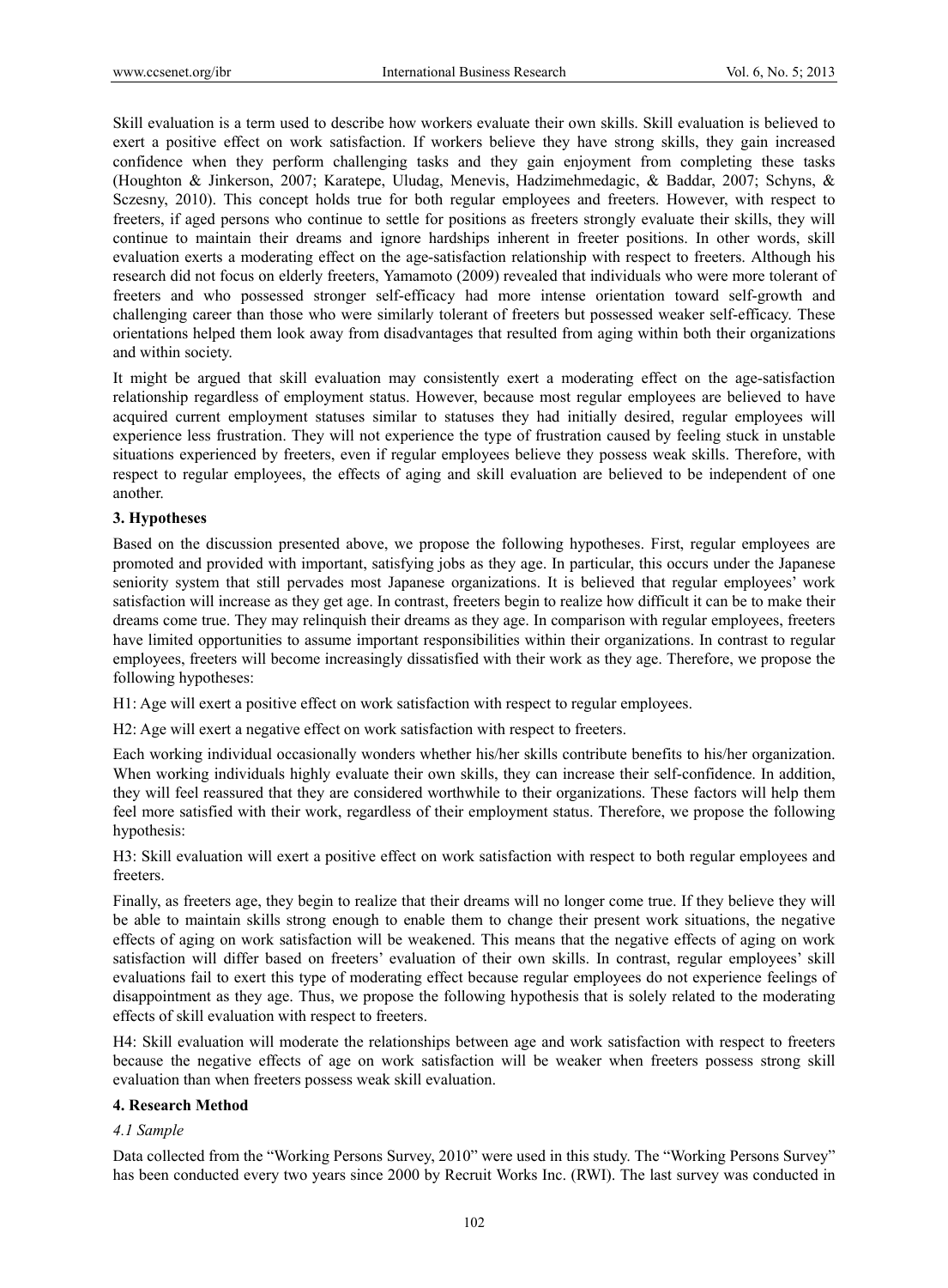Skill evaluation is a term used to describe how workers evaluate their own skills. Skill evaluation is believed to exert a positive effect on work satisfaction. If workers believe they have strong skills, they gain increased confidence when they perform challenging tasks and they gain enjoyment from completing these tasks (Houghton & Jinkerson, 2007; Karatepe, Uludag, Menevis, Hadzimehmedagic, & Baddar, 2007; Schyns, & Sczesny, 2010). This concept holds true for both regular employees and freeters. However, with respect to freeters, if aged persons who continue to settle for positions as freeters strongly evaluate their skills, they will continue to maintain their dreams and ignore hardships inherent in freeter positions. In other words, skill evaluation exerts a moderating effect on the age-satisfaction relationship with respect to freeters. Although his research did not focus on elderly freeters, Yamamoto (2009) revealed that individuals who were more tolerant of freeters and who possessed stronger self-efficacy had more intense orientation toward self-growth and challenging career than those who were similarly tolerant of freeters but possessed weaker self-efficacy. These orientations helped them look away from disadvantages that resulted from aging within both their organizations and within society.

It might be argued that skill evaluation may consistently exert a moderating effect on the age-satisfaction relationship regardless of employment status. However, because most regular employees are believed to have acquired current employment statuses similar to statuses they had initially desired, regular employees will experience less frustration. They will not experience the type of frustration caused by feeling stuck in unstable situations experienced by freeters, even if regular employees believe they possess weak skills. Therefore, with respect to regular employees, the effects of aging and skill evaluation are believed to be independent of one another.

## 3. Hypotheses

Based on the discussion presented above, we propose the following hypotheses. First, regular employees are promoted and provided with important, satisfying jobs as they age. In particular, this occurs under the Japanese seniority system that still pervades most Japanese organizations. It is believed that regular employees' work satisfaction will increase as they get age. In contrast, freeters begin to realize how difficult it can be to make their dreams come true. They may relinquish their dreams as they age. In comparison with regular employees, freeters have limited opportunities to assume important responsibilities within their organizations. In contrast to regular employees, freeters will become increasingly dissatisfied with their work as they age. Therefore, we propose the following hypotheses:

H1: Age will exert a positive effect on work satisfaction with respect to regular employees.

H2: Age will exert a negative effect on work satisfaction with respect to freeters.

Each working individual occasionally wonders whether his/her skills contribute benefits to his/her organization. When working individuals highly evaluate their own skills, they can increase their self-confidence. In addition, they will feel reassured that they are considered worthwhile to their organizations. These factors will help them feel more satisfied with their work, regardless of their employment status. Therefore, we propose the following hypothesis:

H3: Skill evaluation will exert a positive effect on work satisfaction with respect to both regular employees and freeters.

Finally, as freeters age, they begin to realize that their dreams will no longer come true. If they believe they will be able to maintain skills strong enough to enable them to change their present work situations, the negative effects of aging on work satisfaction will be weakened. This means that the negative effects of aging on work satisfaction will differ based on freeters' evaluation of their own skills. In contrast, regular employees' skill evaluations fail to exert this type of moderating effect because regular employees do not experience feelings of disappointment as they age. Thus, we propose the following hypothesis that is solely related to the moderating effects of skill evaluation with respect to freeters.

H4: Skill evaluation will moderate the relationships between age and work satisfaction with respect to freeters because the negative effects of age on work satisfaction will be weaker when freeters possess strong skill evaluation than when freeters possess weak skill evaluation.

## 4. Research Method

### *4.1 Sample*

Data collected from the "Working Persons Survey, 2010" were used in this study. The "Working Persons Survey" has been conducted every two years since 2000 by Recruit Works Inc. (RWI). The last survey was conducted in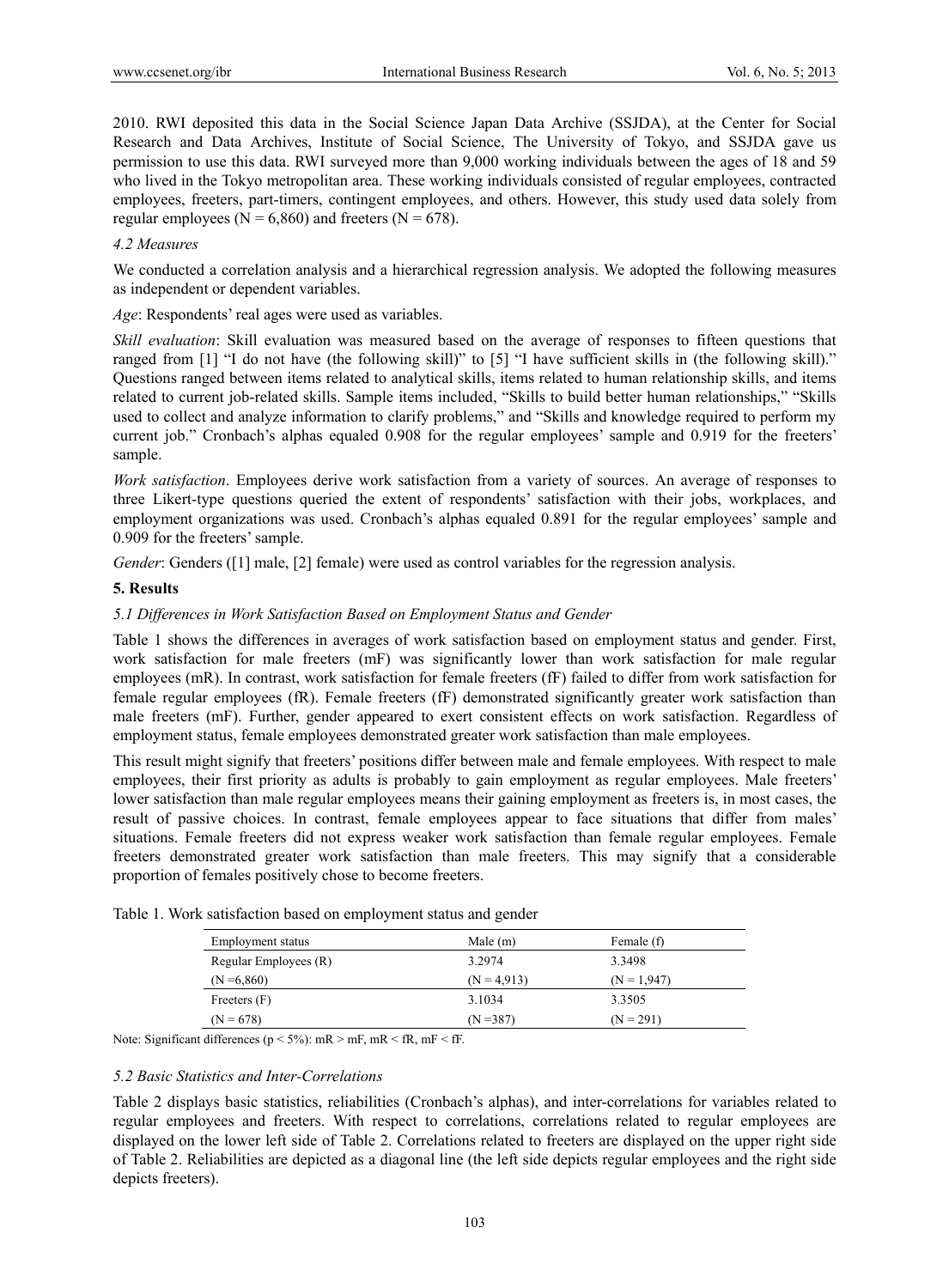2010. RWI deposited this data in the Social Science Japan Data Archive (SSJDA), at the Center for Social Research and Data Archives, Institute of Social Science, The University of Tokyo, and SSJDA gave us permission to use this data. RWI surveyed more than 9,000 working individuals between the ages of 18 and 59 who lived in the Tokyo metropolitan area. These working individuals consisted of regular employees, contracted employees, freeters, part-timers, contingent employees, and others. However, this study used data solely from regular employees (N = 6,860) and freeters (N = 678).

### 4.2 Measures

We conducted a correlation analysis and a hierarchical regression analysis. We adopted the following measures as independent or dependent variables.

*Age*: Respondents' real ages were used as variables.

*Skill evaluation*: Skill evaluation was measured based on the average of responses to fifteen questions that ranged from [1] "I do not have (the following skill)" to [5] "I have sufficient skills in (the following skill)." Questions ranged between items related to analytical skills, items related to human relationship skills, and items related to current job-related skills. Sample items included, "Skills to build better human relationships," "Skills used to collect and analyze information to clarify problems," and "Skills and knowledge required to perform my current job." Cronbach's alphas equaled 0.908 for the regular employees' sample and 0.919 for the freeters' sample.

*Work satisfaction*. Employees derive work satisfaction from a variety of sources. An average of responses to three Likert-type questions queried the extent of respondents' satisfaction with their jobs, workplaces, and employment organizations was used. Cronbach's alphas equaled 0.891 for the regular employees' sample and 0.909 for the freeters' sample.

*Gender*: Genders ([1] male, [2] female) were used as control variables for the regression analysis.

## 5. Results

### 5.1 Differences in Work Satisfaction Based on Employment Status and Gender

Table 1 shows the differences in averages of work satisfaction based on employment status and gender. First, work satisfaction for male freeters (mF) was significantly lower than work satisfaction for male regular employees (mR). In contrast, work satisfaction for female freeters (fF) failed to differ from work satisfaction for female regular employees (fR). Female freeters (fF) demonstrated significantly greater work satisfaction than male freeters (mF). Further, gender appeared to exert consistent effects on work satisfaction. Regardless of employment status, female employees demonstrated greater work satisfaction than male employees.

This result might signify that freeters' positions differ between male and female employees. With respect to male employees, their first priority as adults is probably to gain employment as regular employees. Male freeters' lower satisfaction than male regular employees means their gaining employment as freeters is, in most cases, the result of passive choices. In contrast, female employees appear to face situations that differ from males' situations. Female freeters did not express weaker work satisfaction than female regular employees. Female freeters demonstrated greater work satisfaction than male freeters. This may signify that a considerable proportion of females positively chose to become freeters.

Table 1. Work satisfaction based on employment status and gender

| Employment status | Male (m) | Female (f) |
|---|---|---|
| Regular Employees (R) | 3.2974 | 3.3498 |
| (N =6,860) | (N = 4,913) | (N = 1,947) |
| Freeters (F) | 3.1034 | 3.3505 |
| (N = 678) | (N =387) | (N = 291) |

Note: Significant differences ($p < 5\%$): mR > mF, mR < fR, mF < fF.

### 5.2 Basic Statistics and Inter-Correlations

Table 2 displays basic statistics, reliabilities (Cronbach's alphas), and inter-correlations for variables related to regular employees and freeters. With respect to correlations, correlations related to regular employees are displayed on the lower left side of Table 2. Correlations related to freeters are displayed on the upper right side of Table 2. Reliabilities are depicted as a diagonal line (the left side depicts regular employees and the right side depicts freeters).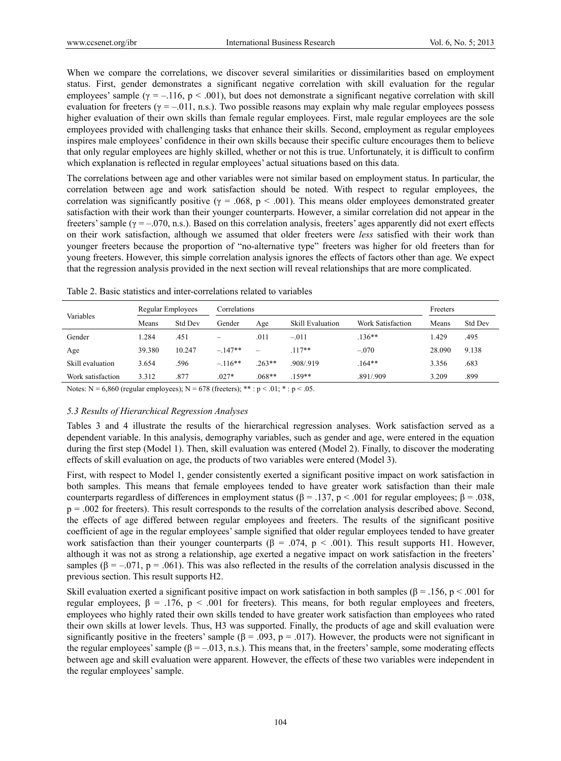When we compare the correlations, we discover several similarities or dissimilarities based on employment status. First, gender demonstrates a significant negative correlation with skill evaluation for the regular employees' sample ($\gamma = -.116$, $p < .001$), but does not demonstrate a significant negative correlation with skill evaluation for freeters ($\gamma = -.011$, n.s.). Two possible reasons may explain why male regular employees possess higher evaluation of their own skills than female regular employees. First, male regular employees are the sole employees provided with challenging tasks that enhance their skills. Second, employment as regular employees inspires male employees' confidence in their own skills because their specific culture encourages them to believe that only regular employees are highly skilled, whether or not this is true. Unfortunately, it is difficult to confirm which explanation is reflected in regular employees' actual situations based on this data.

The correlations between age and other variables were not similar based on employment status. In particular, the correlation between age and work satisfaction should be noted. With respect to regular employees, the correlation was significantly positive ($\gamma = .068$, $p < .001$). This means older employees demonstrated greater satisfaction with their work than their younger counterparts. However, a similar correlation did not appear in the freeters' sample ($\gamma = -.070$, n.s.). Based on this correlation analysis, freeters' ages apparently did not exert effects on their work satisfaction, although we assumed that older freeters were *less* satisfied with their work than younger freeters because the proportion of "no-alternative type" freeters was higher for old freeters than for young freeters. However, this simple correlation analysis ignores the effects of factors other than age. We expect that the regression analysis provided in the next section will reveal relationships that are more complicated.

Table 2. Basic statistics and inter-correlations related to variables

| Variables | Regular Employees | | Correlations | | | | Freeters | |
|---|---|---|---|---|---|---|---|---|
| | Means | Std Dev | Gender | Age | Skill Evaluation | Work Satisfaction | Means | Std Dev |
| Gender | 1.284 | .451 | – | .011 | –.011 | .136** | 1.429 | .495 |
| Age | 39.380 | 10.247 | –.147** | – | .117** | –.070 | 28.090 | 9.138 |
| Skill evaluation | 3.654 | .596 | –.116** | .263** | .908/.919 | .164** | 3.356 | .683 |
| Work satisfaction | 3.312 | .877 | .027* | .068** | .159** | .891/.909 | 3.209 | .899 |

Notes: N = 6,860 (regular employees); N = 678 (freeters); ** : $p < .01$; * : $p < .05$.

### 5.3 Results of Hierarchical Regression Analyses

Tables 3 and 4 illustrate the results of the hierarchical regression analyses. Work satisfaction served as a dependent variable. In this analysis, demography variables, such as gender and age, were entered in the equation during the first step (Model 1). Then, skill evaluation was entered (Model 2). Finally, to discover the moderating effects of skill evaluation on age, the products of two variables were entered (Model 3).

First, with respect to Model 1, gender consistently exerted a significant positive impact on work satisfaction in both samples. This means that female employees tended to have greater work satisfaction than their male counterparts regardless of differences in employment status ($\beta = .137$, $p < .001$ for regular employees; $\beta = .038$, $p = .002$ for freeters). This result corresponds to the results of the correlation analysis described above. Second, the effects of age differed between regular employees and freeters. The results of the significant positive coefficient of age in the regular employees' sample signified that older regular employees tended to have greater work satisfaction than their younger counterparts ($\beta = .074$, $p < .001$). This result supports H1. However, although it was not as strong a relationship, age exerted a negative impact on work satisfaction in the freeters' samples ($\beta = -.071$, $p = .061$). This was also reflected in the results of the correlation analysis discussed in the previous section. This result supports H2.

Skill evaluation exerted a significant positive impact on work satisfaction in both samples ($\beta = .156$, $p < .001$ for regular employees, $\beta = .176$, $p < .001$ for freeters). This means, for both regular employees and freeters, employees who highly rated their own skills tended to have greater work satisfaction than employees who rated their own skills at lower levels. Thus, H3 was supported. Finally, the products of age and skill evaluation were significantly positive in the freeters' sample ($\beta = .093$, $p = .017$). However, the products were not significant in the regular employees' sample ($\beta = -.013$, n.s.). This means that, in the freeters' sample, some moderating effects between age and skill evaluation were apparent. However, the effects of these two variables were independent in the regular employees' sample.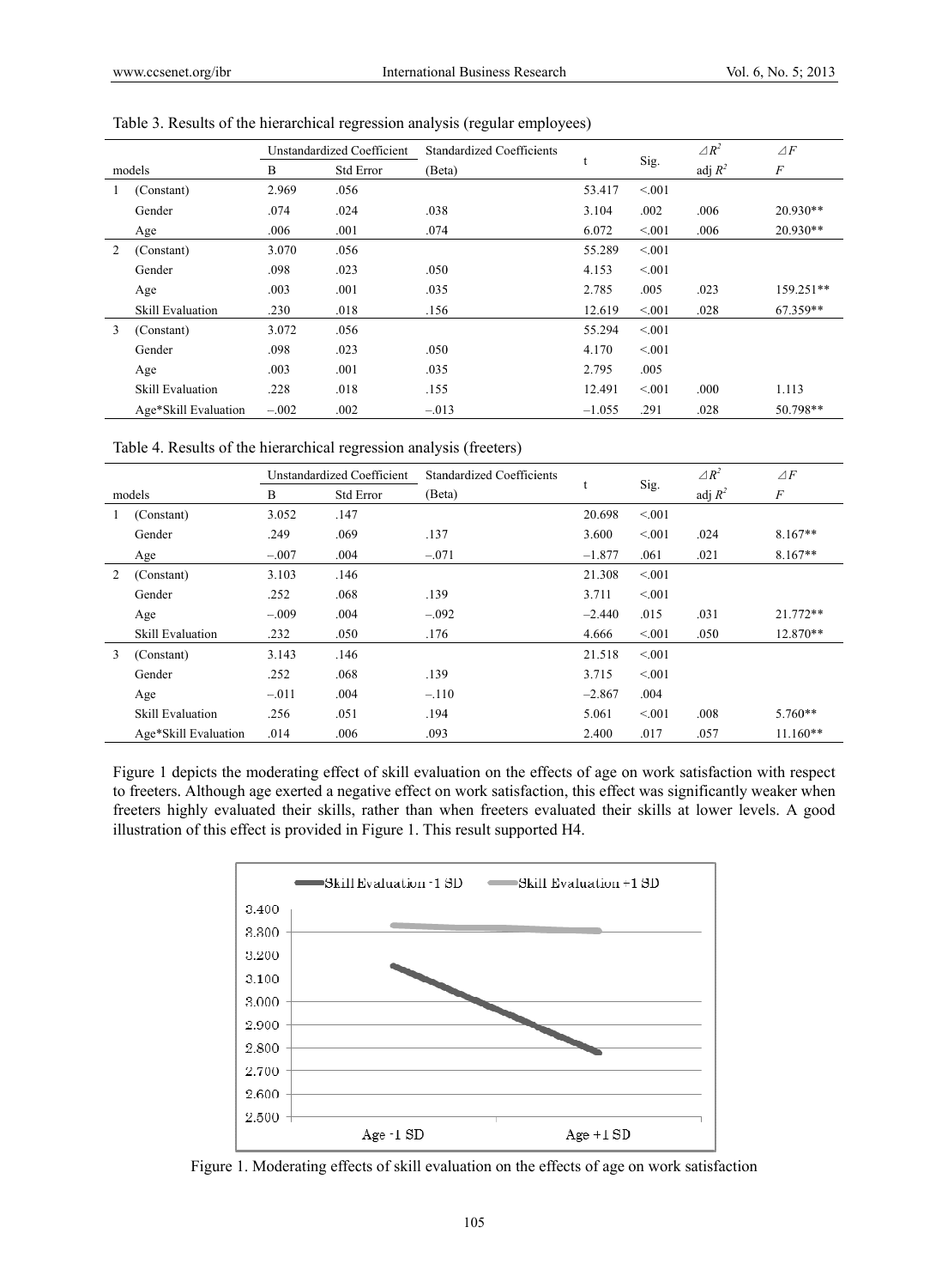Table 3. Results of the hierarchical regression analysis (regular employees)

| models | | Unstandardized Coefficient B | Std Error | Standardized Coefficients (Beta) | t | Sig. | $\Delta R^2$ / adj $R^2$ | $\Delta F$ / $F$ |
|---|---|---|---|---|---|---|---|---|
| 1 | (Constant) | 2.969 | .056 | | 53.417 | <.001 | | |
| | Gender | .074 | .024 | .038 | 3.104 | .002 | .006 | 20.930** |
| | Age | .006 | .001 | .074 | 6.072 | <.001 | .006 | 20.930** |
| 2 | (Constant) | 3.070 | .056 | | 55.289 | <.001 | | |
| | Gender | .098 | .023 | .050 | 4.153 | <.001 | | |
| | Age | .003 | .001 | .035 | 2.785 | .005 | .023 | 159.251** |
| | Skill Evaluation | .230 | .018 | .156 | 12.619 | <.001 | .028 | 67.359** |
| 3 | (Constant) | 3.072 | .056 | | 55.294 | <.001 | | |
| | Gender | .098 | .023 | .050 | 4.170 | <.001 | | |
| | Age | .003 | .001 | .035 | 2.795 | .005 | | |
| | Skill Evaluation | .228 | .018 | .155 | 12.491 | <.001 | .000 | 1.113 |
| | Age*Skill Evaluation | –.002 | .002 | –.013 | –1.055 | .291 | .028 | 50.798** |

Table 4. Results of the hierarchical regression analysis (freeters)

| models | | Unstandardized Coefficient B | Std Error | Standardized Coefficients (Beta) | t | Sig. | $\Delta R^2$ / adj $R^2$ | $\Delta F$ / $F$ |
|---|---|---|---|---|---|---|---|---|
| 1 | (Constant) | 3.052 | .147 | | 20.698 | <.001 | | |
| | Gender | .249 | .069 | .137 | 3.600 | <.001 | .024 | 8.167** |
| | Age | –.007 | .004 | –.071 | –1.877 | .061 | .021 | 8.167** |
| 2 | (Constant) | 3.103 | .146 | | 21.308 | <.001 | | |
| | Gender | .252 | .068 | .139 | 3.711 | <.001 | | |
| | Age | –.009 | .004 | –.092 | –2.440 | .015 | .031 | 21.772** |
| | Skill Evaluation | .232 | .050 | .176 | 4.666 | <.001 | .050 | 12.870** |
| 3 | (Constant) | 3.143 | .146 | | 21.518 | <.001 | | |
| | Gender | .252 | .068 | .139 | 3.715 | <.001 | | |
| | Age | –.011 | .004 | –.110 | –2.867 | .004 | | |
| | Skill Evaluation | .256 | .051 | .194 | 5.061 | <.001 | .008 | 5.760** |
| | Age*Skill Evaluation | .014 | .006 | .093 | 2.400 | .017 | .057 | 11.160** |

Figure 1 depicts the moderating effect of skill evaluation on the effects of age on work satisfaction with respect to freeters. Although age exerted a negative effect on work satisfaction, this effect was significantly weaker when freeters highly evaluated their skills, rather than when freeters evaluated their skills at lower levels. A good illustration of this effect is provided in Figure 1. This result supported H4.

Figure 1. Moderating effects of skill evaluation on the effects of age on work satisfaction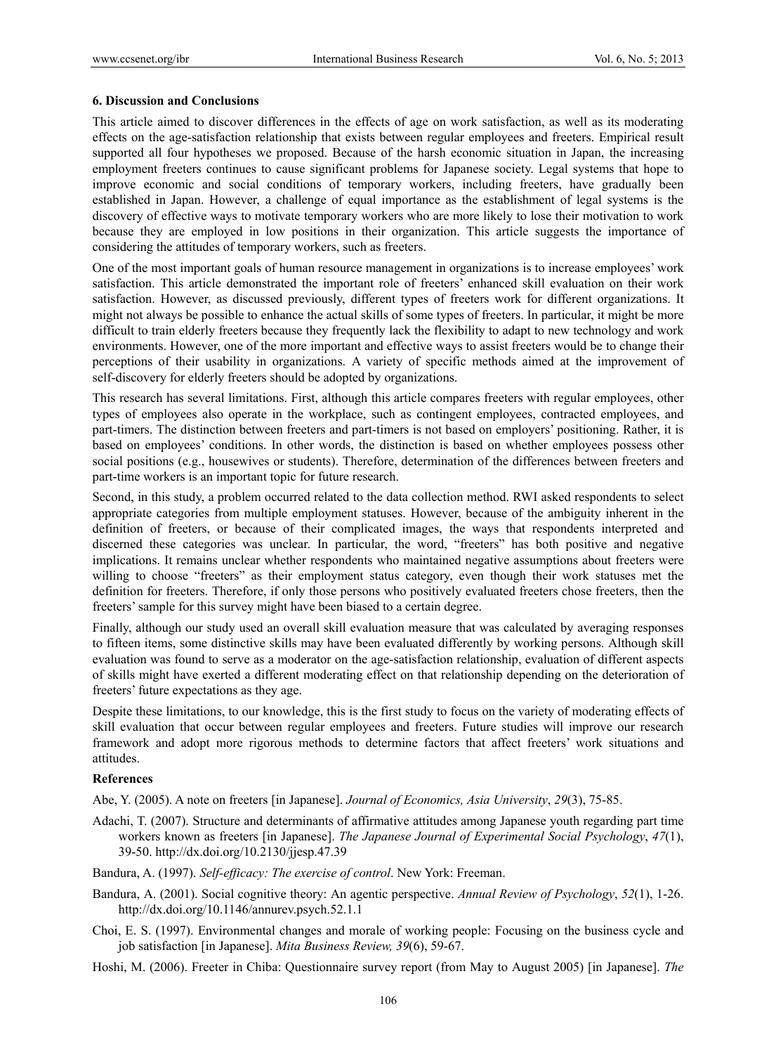### 6. Discussion and Conclusions

This article aimed to discover differences in the effects of age on work satisfaction, as well as its moderating effects on the age-satisfaction relationship that exists between regular employees and freeters. Empirical result supported all four hypotheses we proposed. Because of the harsh economic situation in Japan, the increasing employment freeters continues to cause significant problems for Japanese society. Legal systems that hope to improve economic and social conditions of temporary workers, including freeters, have gradually been established in Japan. However, a challenge of equal importance as the establishment of legal systems is the discovery of effective ways to motivate temporary workers who are more likely to lose their motivation to work because they are employed in low positions in their organization. This article suggests the importance of considering the attitudes of temporary workers, such as freeters.

One of the most important goals of human resource management in organizations is to increase employees' work satisfaction. This article demonstrated the important role of freeters' enhanced skill evaluation on their work satisfaction. However, as discussed previously, different types of freeters work for different organizations. It might not always be possible to enhance the actual skills of some types of freeters. In particular, it might be more difficult to train elderly freeters because they frequently lack the flexibility to adapt to new technology and work environments. However, one of the more important and effective ways to assist freeters would be to change their perceptions of their usability in organizations. A variety of specific methods aimed at the improvement of self-discovery for elderly freeters should be adopted by organizations.

This research has several limitations. First, although this article compares freeters with regular employees, other types of employees also operate in the workplace, such as contingent employees, contracted employees, and part-timers. The distinction between freeters and part-timers is not based on employers' positioning. Rather, it is based on employees' conditions. In other words, the distinction is based on whether employees possess other social positions (e.g., housewives or students). Therefore, determination of the differences between freeters and part-time workers is an important topic for future research.

Second, in this study, a problem occurred related to the data collection method. RWI asked respondents to select appropriate categories from multiple employment statuses. However, because of the ambiguity inherent in the definition of freeters, or because of their complicated images, the ways that respondents interpreted and discerned these categories was unclear. In particular, the word, "freeters" has both positive and negative implications. It remains unclear whether respondents who maintained negative assumptions about freeters were willing to choose "freeters" as their employment status category, even though their work statuses met the definition for freeters. Therefore, if only those persons who positively evaluated freeters chose freeters, then the freeters' sample for this survey might have been biased to a certain degree.

Finally, although our study used an overall skill evaluation measure that was calculated by averaging responses to fifteen items, some distinctive skills may have been evaluated differently by working persons. Although skill evaluation was found to serve as a moderator on the age-satisfaction relationship, evaluation of different aspects of skills might have exerted a different moderating effect on that relationship depending on the deterioration of freeters' future expectations as they age.

Despite these limitations, to our knowledge, this is the first study to focus on the variety of moderating effects of skill evaluation that occur between regular employees and freeters. Future studies will improve our research framework and adopt more rigorous methods to determine factors that affect freeters' work situations and attitudes.

### References

Abe, Y. (2005). A note on freeters [in Japanese]. *Journal of Economics, Asia University*, *29*(3), 75-85.

Adachi, T. (2007). Structure and determinants of affirmative attitudes among Japanese youth regarding part time workers known as freeters [in Japanese]. *The Japanese Journal of Experimental Social Psychology*, *47*(1), 39-50. http://dx.doi.org/10.2130/jjesp.47.39

Bandura, A. (1997). *Self-efficacy: The exercise of control*. New York: Freeman.

Bandura, A. (2001). Social cognitive theory: An agentic perspective. *Annual Review of Psychology*, *52*(1), 1-26. http://dx.doi.org/10.1146/annurev.psych.52.1.1

Choi, E. S. (1997). Environmental changes and morale of working people: Focusing on the business cycle and job satisfaction [in Japanese]. *Mita Business Review, 39*(6), 59-67.

Hoshi, M. (2006). Freeter in Chiba: Questionnaire survey report (from May to August 2005) [in Japanese]. *The*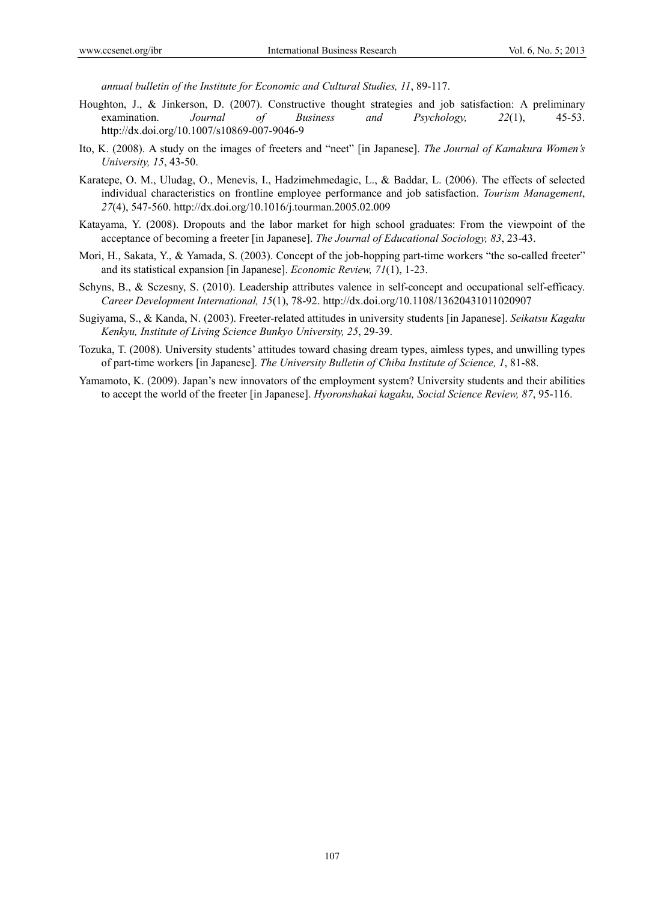*annual bulletin of the Institute for Economic and Cultural Studies, 11*, 89-117.

Houghton, J., & Jinkerson, D. (2007). Constructive thought strategies and job satisfaction: A preliminary examination. *Journal of Business and Psychology, 22*(1), 45-53. http://dx.doi.org/10.1007/s10869-007-9046-9

Ito, K. (2008). A study on the images of freeters and "neet" [in Japanese]. *The Journal of Kamakura Women's University, 15*, 43-50.

Karatepe, O. M., Uludag, O., Menevis, I., Hadzimehmedagic, L., & Baddar, L. (2006). The effects of selected individual characteristics on frontline employee performance and job satisfaction. *Tourism Management*, *27*(4), 547-560. http://dx.doi.org/10.1016/j.tourman.2005.02.009

Katayama, Y. (2008). Dropouts and the labor market for high school graduates: From the viewpoint of the acceptance of becoming a freeter [in Japanese]. *The Journal of Educational Sociology, 83*, 23-43.

Mori, H., Sakata, Y., & Yamada, S. (2003). Concept of the job-hopping part-time workers "the so-called freeter" and its statistical expansion [in Japanese]. *Economic Review, 71*(1), 1-23.

Schyns, B., & Sczesny, S. (2010). Leadership attributes valence in self-concept and occupational self-efficacy. *Career Development International, 15*(1), 78-92. http://dx.doi.org/10.1108/13620431011020907

Sugiyama, S., & Kanda, N. (2003). Freeter-related attitudes in university students [in Japanese]. *Seikatsu Kagaku Kenkyu, Institute of Living Science Bunkyo University, 25*, 29-39.

Tozuka, T. (2008). University students' attitudes toward chasing dream types, aimless types, and unwilling types of part-time workers [in Japanese]. *The University Bulletin of Chiba Institute of Science, 1*, 81-88.

Yamamoto, K. (2009). Japan's new innovators of the employment system? University students and their abilities to accept the world of the freeter [in Japanese]. *Hyoronshakai kagaku, Social Science Review, 87*, 95-116.